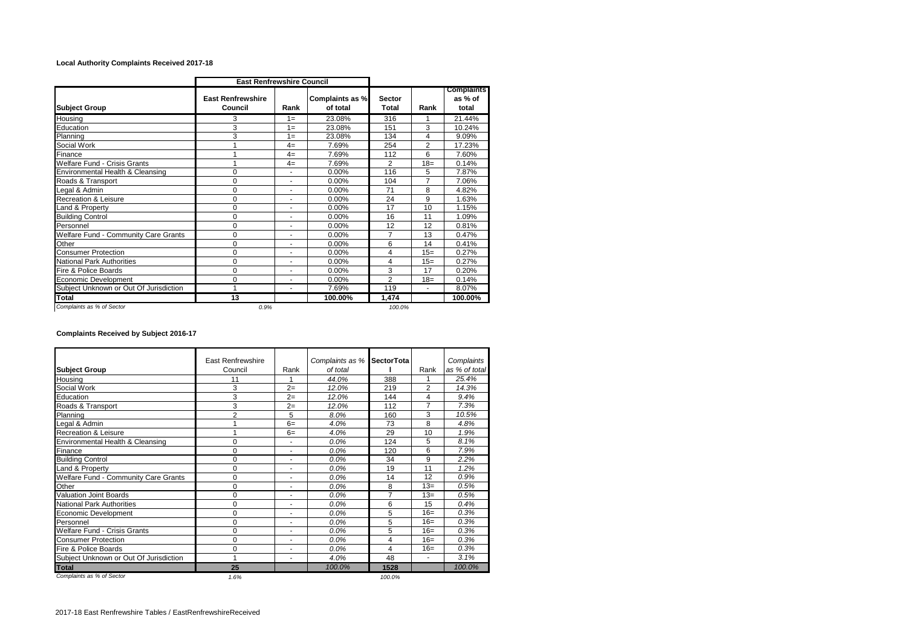### Local Authority Complaints Received 2017-18

| | East Renfrewshire Council | | | | | |
|---|---|---|---|---|---|---|
| **Subject Group** | **East Renfrewshire Council** | **Rank** | **Complaints as % of total** | **Sector Total** | **Rank** | **Complaints as % of total** |
| Housing | 3 | 1= | 23.08% | 316 | 1 | 21.44% |
| Education | 3 | 1= | 23.08% | 151 | 3 | 10.24% |
| Planning | 3 | 1= | 23.08% | 134 | 4 | 9.09% |
| Social Work | 1 | 4= | 7.69% | 254 | 2 | 17.23% |
| Finance | 1 | 4= | 7.69% | 112 | 6 | 7.60% |
| Welfare Fund - Crisis Grants | 1 | 4= | 7.69% | 2 | 18= | 0.14% |
| Environmental Health & Cleansing | 0 | - | 0.00% | 116 | 5 | 7.87% |
| Roads & Transport | 0 | - | 0.00% | 104 | 7 | 7.06% |
| Legal & Admin | 0 | - | 0.00% | 71 | 8 | 4.82% |
| Recreation & Leisure | 0 | - | 0.00% | 24 | 9 | 1.63% |
| Land & Property | 0 | - | 0.00% | 17 | 10 | 1.15% |
| Building Control | 0 | - | 0.00% | 16 | 11 | 1.09% |
| Personnel | 0 | - | 0.00% | 12 | 12 | 0.81% |
| Welfare Fund - Community Care Grants | 0 | - | 0.00% | 7 | 13 | 0.47% |
| Other | 0 | - | 0.00% | 6 | 14 | 0.41% |
| Consumer Protection | 0 | - | 0.00% | 4 | 15= | 0.27% |
| National Park Authorities | 0 | - | 0.00% | 4 | 15= | 0.27% |
| Fire & Police Boards | 0 | - | 0.00% | 3 | 17 | 0.20% |
| Economic Development | 0 | - | 0.00% | 2 | 18= | 0.14% |
| Subject Unknown or Out Of Jurisdiction | 1 | - | 7.69% | 119 | - | 8.07% |
| **Total** | **13** | | **100.00%** | **1,474** | | **100.00%** |
| *Complaints as % of Sector* | *0.9%* | | | *100.0%* | | |

### Complaints Received by Subject 2016-17

| Subject Group | East Renfrewshire Council | Rank | *Complaints as % of total* | **SectorTotal** | Rank | *Complaints as % of total* |
|---|---|---|---|---|---|---|
| Housing | 11 | 1 | *44.0%* | 388 | 1 | *25.4%* |
| Social Work | 3 | 2= | *12.0%* | 219 | 2 | *14.3%* |
| Education | 3 | 2= | *12.0%* | 144 | 4 | *9.4%* |
| Roads & Transport | 3 | 2= | *12.0%* | 112 | 7 | *7.3%* |
| Planning | 2 | 5 | *8.0%* | 160 | 3 | *10.5%* |
| Legal & Admin | 1 | 6= | *4.0%* | 73 | 8 | *4.8%* |
| Recreation & Leisure | 1 | 6= | *4.0%* | 29 | 10 | *1.9%* |
| Environmental Health & Cleansing | 0 | - | *0.0%* | 124 | 5 | *8.1%* |
| Finance | 0 | - | *0.0%* | 120 | 6 | *7.9%* |
| Building Control | 0 | - | *0.0%* | 34 | 9 | *2.2%* |
| Land & Property | 0 | - | *0.0%* | 19 | 11 | *1.2%* |
| Welfare Fund - Community Care Grants | 0 | - | *0.0%* | 14 | 12 | *0.9%* |
| Other | 0 | - | *0.0%* | 8 | 13= | *0.5%* |
| Valuation Joint Boards | 0 | - | *0.0%* | 7 | 13= | *0.5%* |
| National Park Authorities | 0 | - | *0.0%* | 6 | 15 | *0.4%* |
| Economic Development | 0 | - | *0.0%* | 5 | 16= | *0.3%* |
| Personnel | 0 | - | *0.0%* | 5 | 16= | *0.3%* |
| Welfare Fund - Crisis Grants | 0 | - | *0.0%* | 5 | 16= | *0.3%* |
| Consumer Protection | 0 | - | *0.0%* | 4 | 16= | *0.3%* |
| Fire & Police Boards | 0 | - | *0.0%* | 4 | 16= | *0.3%* |
| Subject Unknown or Out Of Jurisdiction | 1 | - | *4.0%* | 48 | - | *3.1%* |
| **Total** | **25** | | *100.0%* | **1528** | | *100.0%* |
| *Complaints as % of Sector* | *1.6%* | | | *100.0%* | | |

2017-18 East Renfrewshire Tables / EastRenfrewshireReceived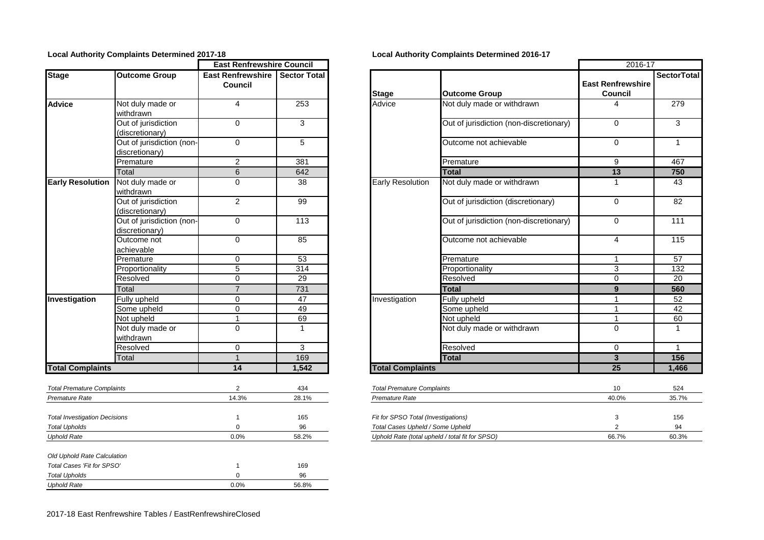**Local Authority Complaints Determined 2017-18**

| Stage | Outcome Group | East Renfrewshire Council | |
|---|---|---|---|
| | | East Renfrewshire Council | Sector Total |
| **Advice** | Not duly made or withdrawn | 4 | 253 |
| | Out of jurisdiction (discretionary) | 0 | 3 |
| | Out of jurisdiction (non-discretionary) | 0 | 5 |
| | Premature | 2 | 381 |
| | Total | 6 | 642 |
| **Early Resolution** | Not duly made or withdrawn | 0 | 38 |
| | Out of jurisdiction (discretionary) | 2 | 99 |
| | Out of jurisdiction (non-discretionary) | 0 | 113 |
| | Outcome not achievable | 0 | 85 |
| | Premature | 0 | 53 |
| | Proportionality | 5 | 314 |
| | Resolved | 0 | 29 |
| | Total | 7 | 731 |
| **Investigation** | Fully upheld | 0 | 47 |
| | Some upheld | 0 | 49 |
| | Not upheld | 1 | 69 |
| | Not duly made or withdrawn | 0 | 1 |
| | Resolved | 0 | 3 |
| | Total | 1 | 169 |
| **Total Complaints** | | **14** | **1,542** |

| | East Renfrewshire Council | Sector Total |
|---|---|---|
| *Total Premature Complaints* | 2 | 434 |
| *Premature Rate* | 14.3% | 28.1% |
| *Total Investigation Decisions* | 1 | 165 |
| *Total Upholds* | 0 | 96 |
| *Uphold Rate* | 0.0% | 58.2% |
| *Old Uphold Rate Calculation* | | |
| *Total Cases 'Fit for SPSO'* | 1 | 169 |
| *Total Upholds* | 0 | 96 |
| *Uphold Rate* | 0.0% | 56.8% |

**Local Authority Complaints Determined 2016-17**

| | | 2016-17 | |
|---|---|---|---|
| Stage | Outcome Group | East Renfrewshire Council | SectorTotal |
| Advice | Not duly made or withdrawn | 4 | 279 |
| | Out of jurisdiction (non-discretionary) | 0 | 3 |
| | Outcome not achievable | 0 | 1 |
| | Premature | 9 | 467 |
| | **Total** | **13** | **750** |
| Early Resolution | Not duly made or withdrawn | 1 | 43 |
| | Out of jurisdiction (discretionary) | 0 | 82 |
| | Out of jurisdiction (non-discretionary) | 0 | 111 |
| | Outcome not achievable | 4 | 115 |
| | Premature | 1 | 57 |
| | Proportionality | 3 | 132 |
| | Resolved | 0 | 20 |
| | **Total** | **9** | **560** |
| Investigation | Fully upheld | 1 | 52 |
| | Some upheld | 1 | 42 |
| | Not upheld | 1 | 60 |
| | Not duly made or withdrawn | 0 | 1 |
| | Resolved | 0 | 1 |
| | **Total** | **3** | **156** |
| **Total Complaints** | | **25** | **1,466** |

| | East Renfrewshire Council | SectorTotal |
|---|---|---|
| *Total Premature Complaints* | 10 | 524 |
| *Premature Rate* | 40.0% | 35.7% |
| *Fit for SPSO Total (Investigations)* | 3 | 156 |
| *Total Cases Upheld / Some Upheld* | 2 | 94 |
| *Uphold Rate (total upheld / total fit for SPSO)* | 66.7% | 60.3% |

2017-18 East Renfrewshire Tables / EastRenfrewshireClosed